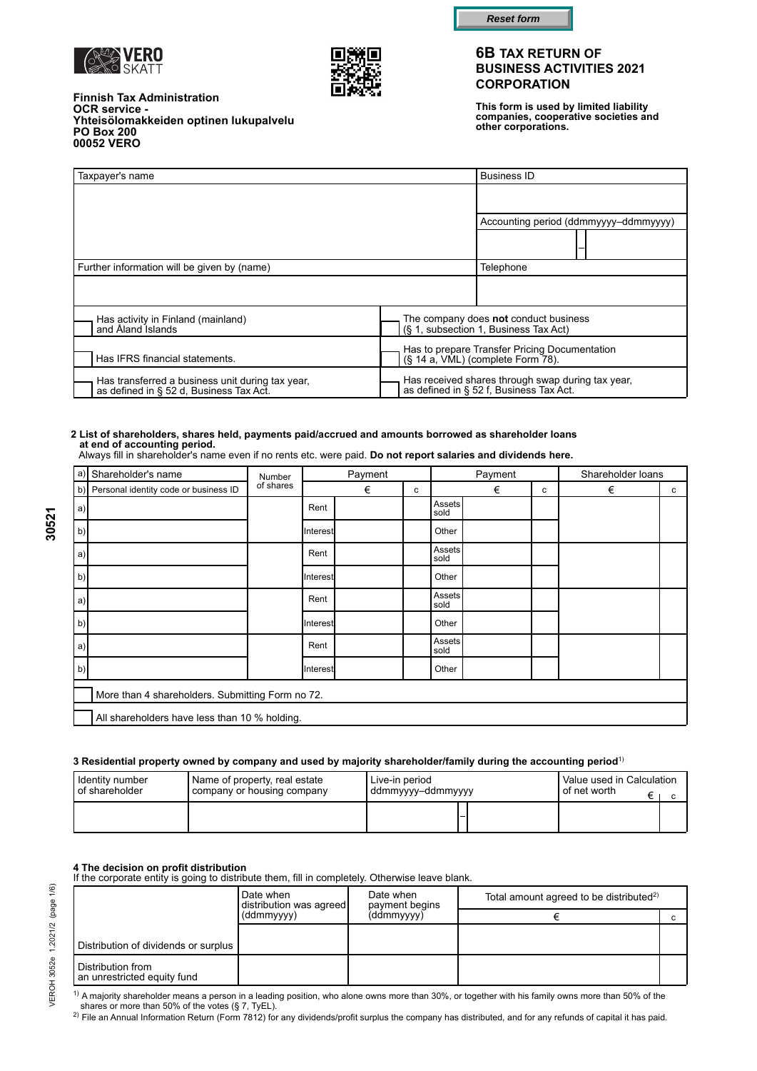Reset form

VERO SKATT

**Finnish Tax Administration**
**OCR service -**
**Yhteisölomakkeiden optinen lukupalvelu**
**PO Box 200**
**00052 VERO**

# 6B TAX RETURN OF BUSINESS ACTIVITIES 2021 CORPORATION

**This form is used by limited liability companies, cooperative societies and other corporations.**

| Taxpayer's name | Business ID |
|---|---|
| | |
| | Accounting period (ddmmyyyy–ddmmyyyy) |
| | – |
| Further information will be given by (name) | Telephone |
| | |

| | |
|---|---|
| Has activity in Finland (mainland) and Åland Islands | The company does **not** conduct business (§ 1, subsection 1, Business Tax Act) |
| Has IFRS financial statements. | Has to prepare Transfer Pricing Documentation (§ 14 a, VML) (complete Form 78). |
| Has transferred a business unit during tax year, as defined in § 52 d, Business Tax Act. | Has received shares through swap during tax year, as defined in § 52 f, Business Tax Act. |

## 2 List of shareholders, shares held, payments paid/accrued and amounts borrowed as shareholder loans at end of accounting period.

Always fill in shareholder's name even if no rents etc. were paid. **Do not report salaries and dividends here.**

| | a) Shareholder's name / b) Personal identity code or business ID | Number of shares | Payment | € | c | Payment | € | c | Shareholder loans € | c |
|---|---|---|---|---|---|---|---|---|---|---|
| a) | | | Rent | | | Assets sold | | | | |
| b) | | | Interest | | | Other | | | | |
| a) | | | Rent | | | Assets sold | | | | |
| b) | | | Interest | | | Other | | | | |
| a) | | | Rent | | | Assets sold | | | | |
| b) | | | Interest | | | Other | | | | |
| a) | | | Rent | | | Assets sold | | | | |
| b) | | | Interest | | | Other | | | | |

More than 4 shareholders. Submitting Form no 72.

All shareholders have less than 10 % holding.

## 3 Residential property owned by company and used by majority shareholder/family during the accounting period[1]

| Identity number of shareholder | Name of property, real estate company or housing company | Live-in period ddmmyyyy–ddmmyyyy | Value used in Calculation of net worth € | c |
|---|---|---|---|---|
| | | – | | |

## 4 The decision on profit distribution

If the corporate entity is going to distribute them, fill in completely. Otherwise leave blank.

| | Date when distribution was agreed (ddmmyyyy) | Date when payment begins (ddmmyyyy) | Total amount agreed to be distributed[2] € | c |
|---|---|---|---|---|
| Distribution of dividends or surplus | | | | |
| Distribution from an unrestricted equity fund | | | | |

[1] A majority shareholder means a person in a leading position, who alone owns more than 30%, or together with his family owns more than 50% of the shares or more than 50% of the votes (§ 7, TyEL).

[2] File an Annual Information Return (Form 7812) for any dividends/profit surplus the company has distributed, and for any refunds of capital it has paid.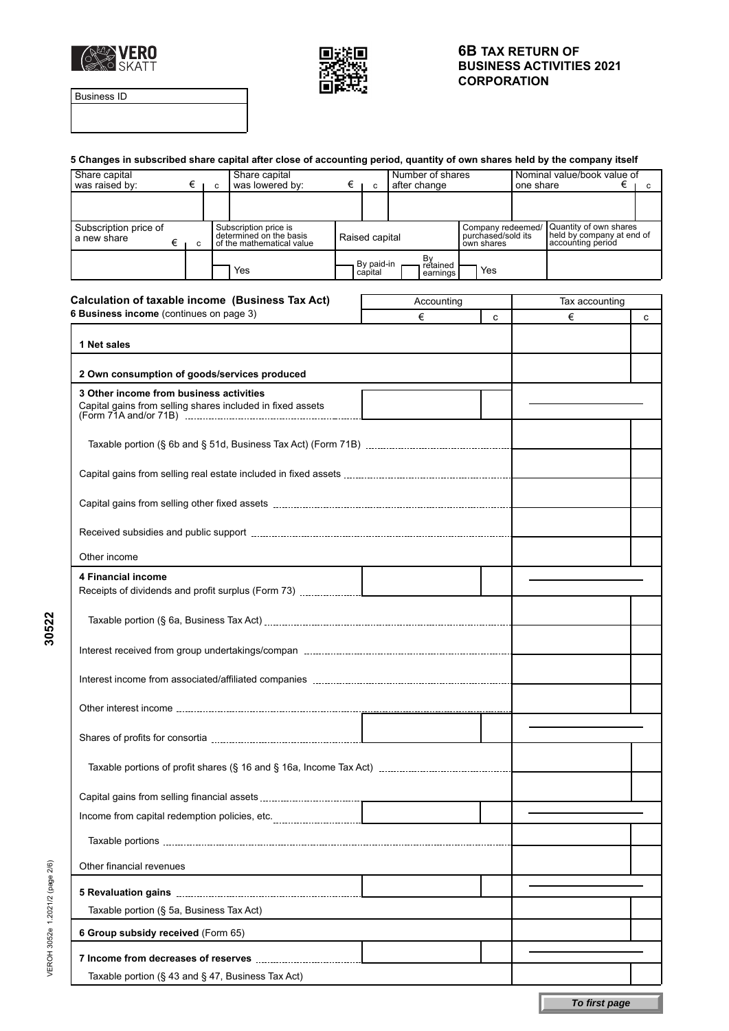# 6B TAX RETURN OF BUSINESS ACTIVITIES 2021 CORPORATION

VERO SKATT

| Business ID |
|---|
| |

## 5 Changes in subscribed share capital after close of accounting period, quantity of own shares held by the company itself

| Share capital was raised by: € | c | Share capital was lowered by: € | c | Number of shares after change | Nominal value/book value of one share € | c |
|---|---|---|---|---|---|---|
| | | | | | | |

| Subscription price of a new share € | c | Subscription price is determined on the basis of the mathematical value | Raised capital | Company redeemed/ purchased/sold its own shares | Quantity of own shares held by company at end of accounting period |
|---|---|---|---|---|---|
| | | Yes | By paid-in capital / By retained earnings | Yes | |

## Calculation of taxable income (Business Tax Act)

### 6 Business income (continues on page 3)

| | Accounting € | c | Tax accounting € | c |
|---|---|---|---|---|
| **1 Net sales** | | | | |
| **2 Own consumption of goods/services produced** | | | | |
| **3 Other income from business activities** | | | | |
| Capital gains from selling shares included in fixed assets (Form 71A and/or 71B) | | | | |
| Taxable portion (§ 6b and § 51d, Business Tax Act) (Form 71B) | | | | |
| Capital gains from selling real estate included in fixed assets | | | | |
| Capital gains from selling other fixed assets | | | | |
| Received subsidies and public support | | | | |
| Other income | | | | |
| **4 Financial income** | | | | |
| Receipts of dividends and profit surplus (Form 73) | | | | |
| Taxable portion (§ 6a, Business Tax Act) | | | | |
| Interest received from group undertakings/compan | | | | |
| Interest income from associated/affiliated companies | | | | |
| Other interest income | | | | |
| Shares of profits for consortia | | | | |
| Taxable portions of profit shares (§ 16 and § 16a, Income Tax Act) | | | | |
| Capital gains from selling financial assets | | | | |
| Income from capital redemption policies, etc. | | | | |
| Taxable portions | | | | |
| Other financial revenues | | | | |
| **5 Revaluation gains** | | | | |
| Taxable portion (§ 5a, Business Tax Act) | | | | |
| **6 Group subsidy received** (Form 65) | | | | |
| **7 Income from decreases of reserves** | | | | |
| Taxable portion (§ 43 and § 47, Business Tax Act) | | | | |

30522

VEROH 3052e 1.2021/2 (page 2/6)

*To first page*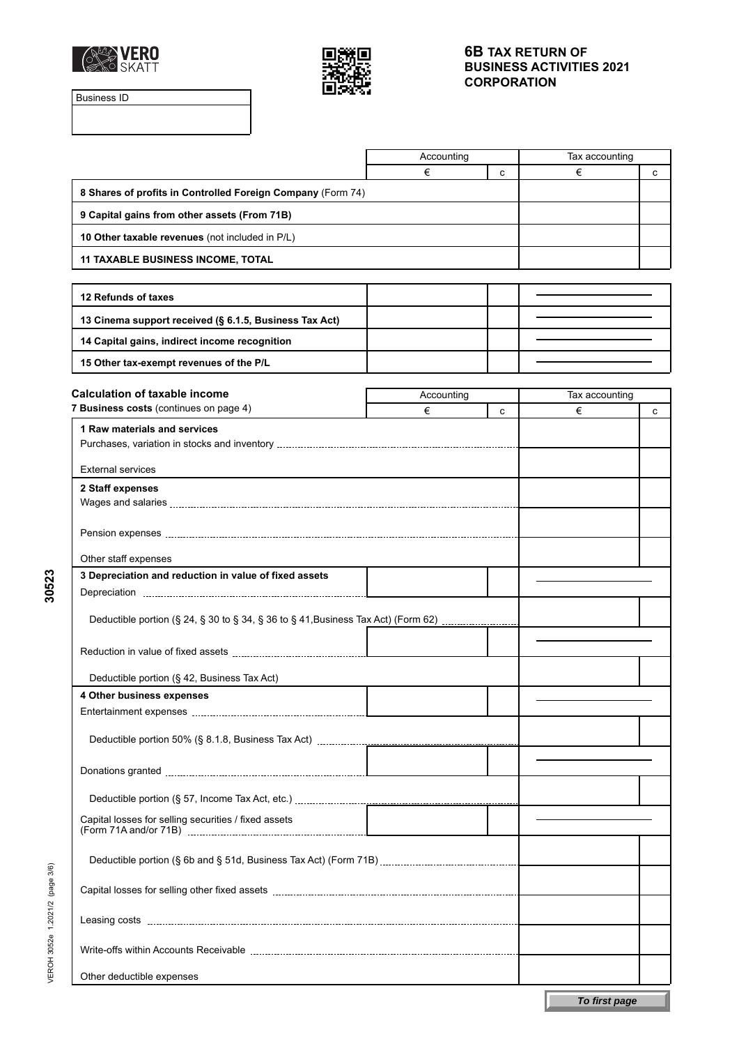VERO SKATT

# 6B TAX RETURN OF BUSINESS ACTIVITIES 2021 CORPORATION

Business ID

| | Accounting | | Tax accounting | |
|---|---|---|---|---|
| | € | c | € | c |
| **8 Shares of profits in Controlled Foreign Company** (Form 74) | | | | |
| **9 Capital gains from other assets (From 71B)** | | | | |
| **10 Other taxable revenues** (not included in P/L) | | | | |
| **11 TAXABLE BUSINESS INCOME, TOTAL** | | | | |

| | Accounting | | Tax accounting | |
|---|---|---|---|---|
| | € | c | € | c |
| **12 Refunds of taxes** | | | | |
| **13 Cinema support received (§ 6.1.5, Business Tax Act)** | | | | |
| **14 Capital gains, indirect income recognition** | | | | |
| **15 Other tax-exempt revenues of the P/L** | | | | |

## Calculation of taxable income

| **7 Business costs** (continues on page 4) | Accounting | | Tax accounting | |
|---|---|---|---|---|
| | € | c | € | c |
| **1 Raw materials and services** | | | | |
| Purchases, variation in stocks and inventory | | | | |
| External services | | | | |
| **2 Staff expenses** | | | | |
| Wages and salaries | | | | |
| Pension expenses | | | | |
| Other staff expenses | | | | |
| **3 Depreciation and reduction in value of fixed assets** | | | | |
| Depreciation | | | | |
| Deductible portion (§ 24, § 30 to § 34, § 36 to § 41,Business Tax Act) (Form 62) | | | | |
| Reduction in value of fixed assets | | | | |
| Deductible portion (§ 42, Business Tax Act) | | | | |
| **4 Other business expenses** | | | | |
| Entertainment expenses | | | | |
| Deductible portion 50% (§ 8.1.8, Business Tax Act) | | | | |
| Donations granted | | | | |
| Deductible portion (§ 57, Income Tax Act, etc.) | | | | |
| Capital losses for selling securities / fixed assets (Form 71A and/or 71B) | | | | |
| Deductible portion (§ 6b and § 51d, Business Tax Act) (Form 71B) | | | | |
| Capital losses for selling other fixed assets | | | | |
| Leasing costs | | | | |
| Write-offs within Accounts Receivable | | | | |
| Other deductible expenses | | | | |

To first page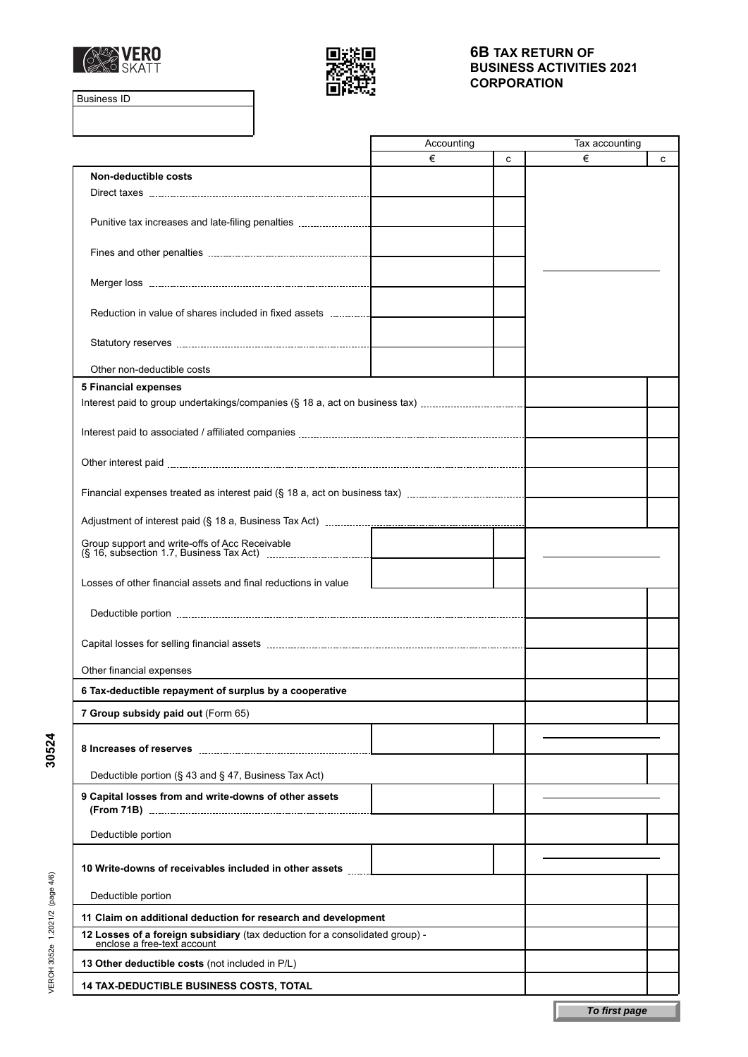# 6B TAX RETURN OF BUSINESS ACTIVITIES 2021 CORPORATION

| Business ID |
|---|
| |

| | Accounting | | Tax accounting | |
|---|---|---|---|---|
| | € | c | € | c |
| **Non-deductible costs** | | | | |
| Direct taxes | | | | |
| Punitive tax increases and late-filing penalties | | | | |
| Fines and other penalties | | | | |
| Merger loss | | | | |
| Reduction in value of shares included in fixed assets | | | | |
| Statutory reserves | | | | |
| Other non-deductible costs | | | | |
| **5 Financial expenses** | | | | |
| Interest paid to group undertakings/companies (§ 18 a, act on business tax) | | | | |
| Interest paid to associated / affiliated companies | | | | |
| Other interest paid | | | | |
| Financial expenses treated as interest paid (§ 18 a, act on business tax) | | | | |
| Adjustment of interest paid (§ 18 a, Business Tax Act) | | | | |
| Group support and write-offs of Acc Receivable (§ 16, subsection 1.7, Business Tax Act) | | | | |
| Losses of other financial assets and final reductions in value | | | | |
| Deductible portion | | | | |
| Capital losses for selling financial assets | | | | |
| Other financial expenses | | | | |
| **6 Tax-deductible repayment of surplus by a cooperative** | | | | |
| **7 Group subsidy paid out** (Form 65) | | | | |
| **8 Increases of reserves** | | | | |
| Deductible portion (§ 43 and § 47, Business Tax Act) | | | | |
| **9 Capital losses from and write-downs of other assets (From 71B)** | | | | |
| Deductible portion | | | | |
| **10 Write-downs of receivables included in other assets** | | | | |
| Deductible portion | | | | |
| **11 Claim on additional deduction for research and development** | | | | |
| **12 Losses of a foreign subsidiary** (tax deduction for a consolidated group) - enclose a free-text account | | | | |
| **13 Other deductible costs** (not included in P/L) | | | | |
| **14 TAX-DEDUCTIBLE BUSINESS COSTS, TOTAL** | | | | |

*To first page*

30524

VEROH 3052e 1.2021/2 (page 4/6)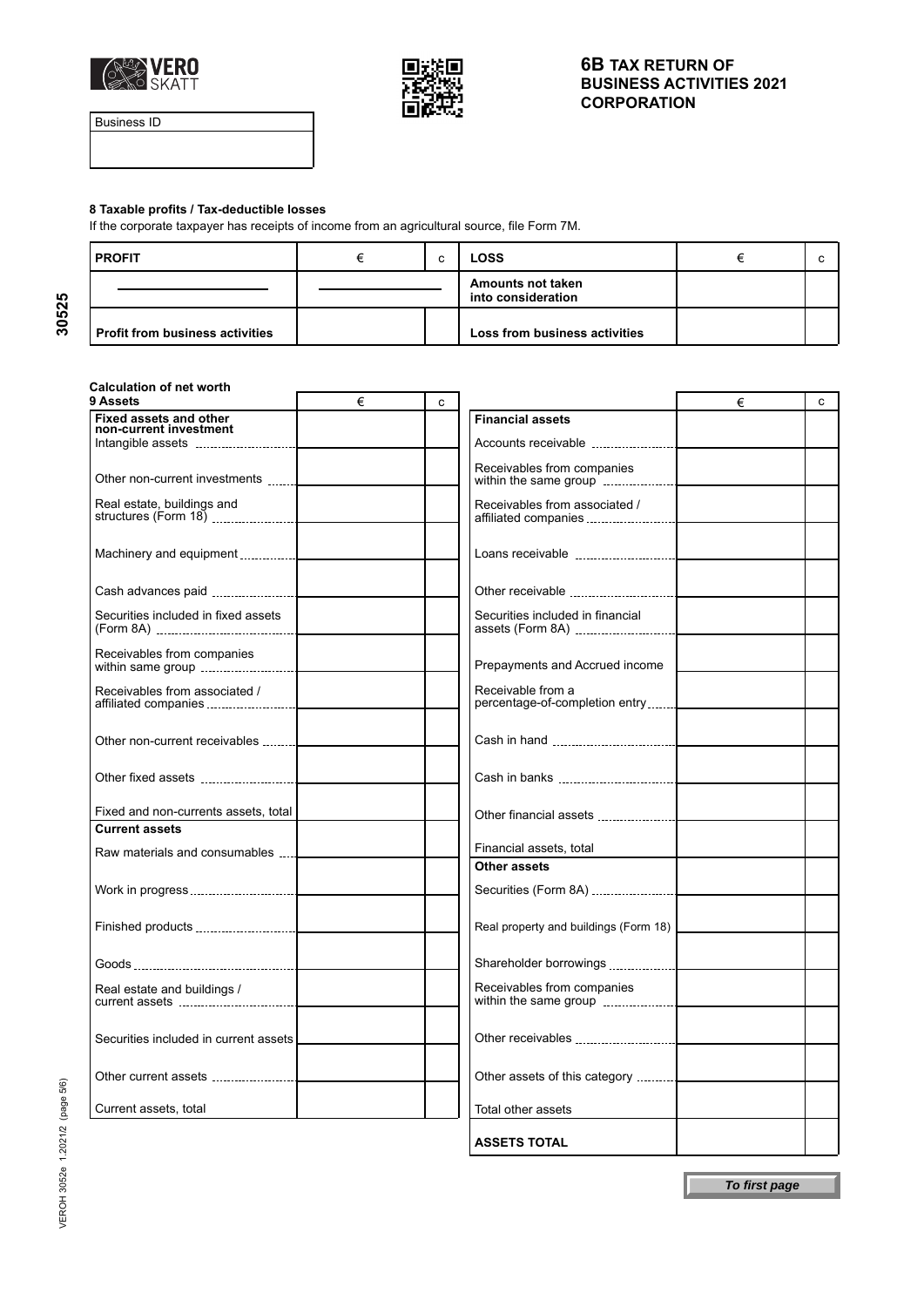VERO SKATT

# 6B TAX RETURN OF BUSINESS ACTIVITIES 2021 CORPORATION

| Business ID |
|---|
| |

### 8 Taxable profits / Tax-deductible losses

If the corporate taxpayer has receipts of income from an agricultural source, file Form 7M.

| PROFIT | € | c | LOSS | € | c |
|---|---|---|---|---|---|
| | | | Amounts not taken into consideration | | |
| Profit from business activities | | | Loss from business activities | | |

### Calculation of net worth

| 9 Assets | € | c | | € | c |
|---|---|---|---|---|---|
| **Fixed assets and other non-current investment** | | | **Financial assets** | | |
| Intangible assets | | | Accounts receivable | | |
| Other non-current investments | | | Receivables from companies within the same group | | |
| Real estate, buildings and structures (Form 18) | | | Receivables from associated / affiliated companies | | |
| Machinery and equipment | | | Loans receivable | | |
| Cash advances paid | | | Other receivable | | |
| Securities included in fixed assets (Form 8A) | | | Securities included in financial assets (Form 8A) | | |
| Receivables from companies within same group | | | Prepayments and Accrued income | | |
| Receivables from associated / affiliated companies | | | Receivable from a percentage-of-completion entry | | |
| Other non-current receivables | | | Cash in hand | | |
| Other fixed assets | | | Cash in banks | | |
| Fixed and non-currents assets, total | | | Other financial assets | | |
| **Current assets** | | | | | |
| Raw materials and consumables | | | Financial assets, total | | |
| | | | **Other assets** | | |
| Work in progress | | | Securities (Form 8A) | | |
| Finished products | | | Real property and buildings (Form 18) | | |
| Goods | | | Shareholder borrowings | | |
| Real estate and buildings / current assets | | | Receivables from companies within the same group | | |
| Securities included in current assets | | | Other receivables | | |
| Other current assets | | | Other assets of this category | | |
| Current assets, total | | | Total other assets | | |
| | | | **ASSETS TOTAL** | | |

*To first page*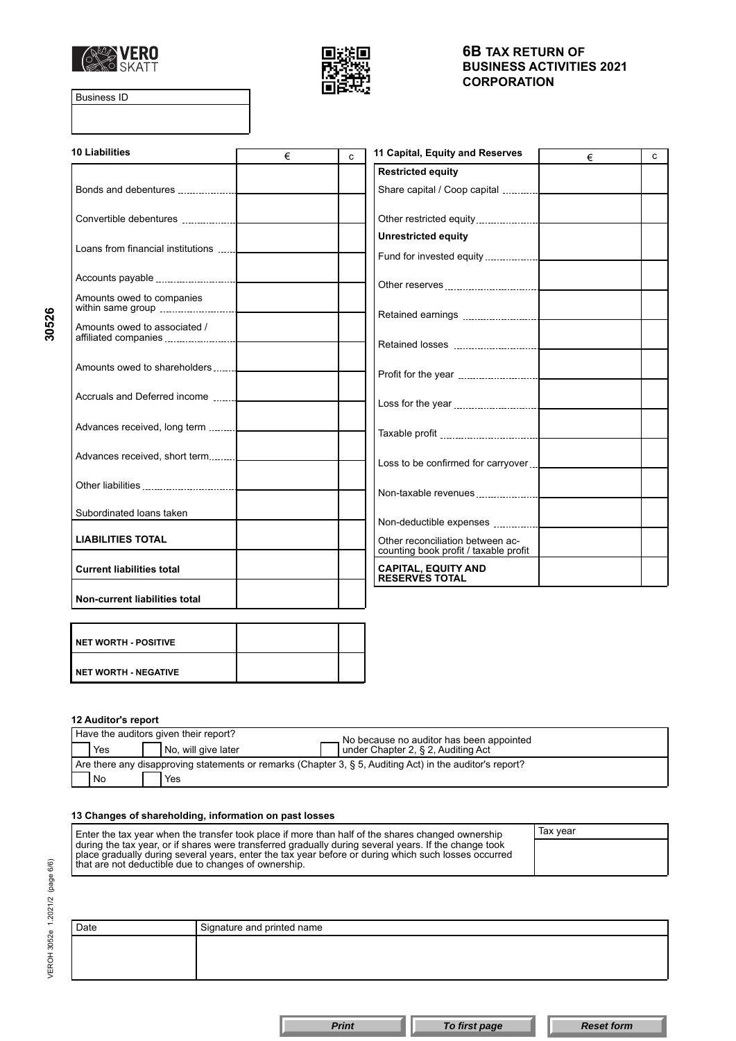# 6B TAX RETURN OF BUSINESS ACTIVITIES 2021 CORPORATION

| Business ID |
| --- |
| |

## 10 Liabilities

| 10 Liabilities | € | c |
| --- | --- | --- |
| Bonds and debentures | | |
| Convertible debentures | | |
| Loans from financial institutions | | |
| Accounts payable | | |
| Amounts owed to companies within same group | | |
| Amounts owed to associated / affiliated companies | | |
| Amounts owed to shareholders | | |
| Accruals and Deferred income | | |
| Advances received, long term | | |
| Advances received, short term | | |
| Other liabilities | | |
| Subordinated loans taken | | |
| **LIABILITIES TOTAL** | | |
| **Current liabilities total** | | |
| **Non-current liabilities total** | | |

| | | |
| --- | --- | --- |
| **NET WORTH - POSITIVE** | | |
| **NET WORTH - NEGATIVE** | | |

## 11 Capital, Equity and Reserves

| 11 Capital, Equity and Reserves | € | c |
| --- | --- | --- |
| **Restricted equity** | | |
| Share capital / Coop capital | | |
| Other restricted equity | | |
| **Unrestricted equity** | | |
| Fund for invested equity | | |
| Other reserves | | |
| Retained earnings | | |
| Retained losses | | |
| Profit for the year | | |
| Loss for the year | | |
| Taxable profit | | |
| Loss to be confirmed for carryover | | |
| Non-taxable revenues | | |
| Non-deductible expenses | | |
| Other reconciliation between accounting book profit / taxable profit | | |
| **CAPITAL, EQUITY AND RESERVES TOTAL** | | |

## 12 Auditor's report

Have the auditors given their report?

☐ Yes ☐ No, will give later ☐ No because no auditor has been appointed under Chapter 2, § 2, Auditing Act

Are there any disapproving statements or remarks (Chapter 3, § 5, Auditing Act) in the auditor's report?

☐ No ☐ Yes

## 13 Changes of shareholding, information on past losses

| | Tax year |
| --- | --- |
| Enter the tax year when the transfer took place if more than half of the shares changed ownership during the tax year, or if shares were transferred gradually during several years. If the change took place gradually during several years, enter the tax year before or during which such losses occurred that are not deductible due to changes of ownership. | |

| Date | Signature and printed name |
| --- | --- |
| | |

30526

VEROH 3052e 1.2021/2 (page 6/6)

Print | To first page | Reset form